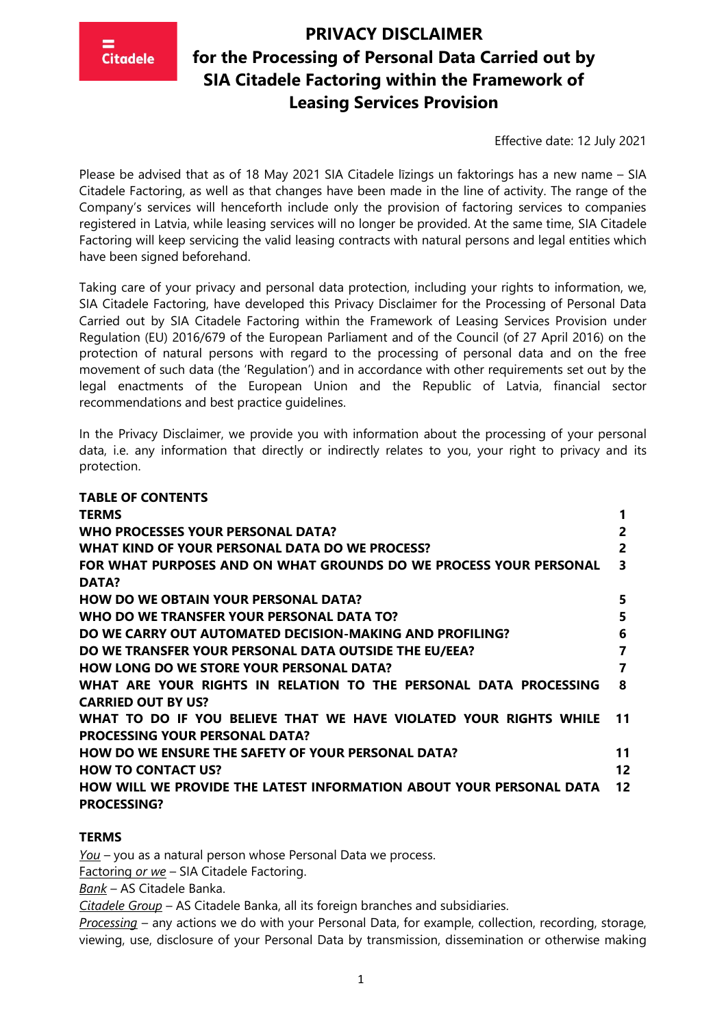Citadele

# PRIVACY DISCLAIMER for the Processing of Personal Data Carried out by SIA Citadele Factoring within the Framework of Leasing Services Provision

Effective date: 12 July 2021

Please be advised that as of 18 May 2021 SIA Citadele līzings un faktorings has a new name – SIA Citadele Factoring, as well as that changes have been made in the line of activity. The range of the Company's services will henceforth include only the provision of factoring services to companies registered in Latvia, while leasing services will no longer be provided. At the same time, SIA Citadele Factoring will keep servicing the valid leasing contracts with natural persons and legal entities which have been signed beforehand.

Taking care of your privacy and personal data protection, including your rights to information, we, SIA Citadele Factoring, have developed this Privacy Disclaimer for the Processing of Personal Data Carried out by SIA Citadele Factoring within the Framework of Leasing Services Provision under Regulation (EU) 2016/679 of the European Parliament and of the Council (of 27 April 2016) on the protection of natural persons with regard to the processing of personal data and on the free movement of such data (the 'Regulation') and in accordance with other requirements set out by the legal enactments of the European Union and the Republic of Latvia, financial sector recommendations and best practice guidelines.

In the Privacy Disclaimer, we provide you with information about the processing of your personal data, i.e. any information that directly or indirectly relates to you, your right to privacy and its protection.

**TABLE OF CONTENTS**

| | |
|---|---|
| **TERMS** | **1** |
| **WHO PROCESSES YOUR PERSONAL DATA?** | **2** |
| **WHAT KIND OF YOUR PERSONAL DATA DO WE PROCESS?** | **2** |
| **FOR WHAT PURPOSES AND ON WHAT GROUNDS DO WE PROCESS YOUR PERSONAL DATA?** | **3** |
| **HOW DO WE OBTAIN YOUR PERSONAL DATA?** | **5** |
| **WHO DO WE TRANSFER YOUR PERSONAL DATA TO?** | **5** |
| **DO WE CARRY OUT AUTOMATED DECISION-MAKING AND PROFILING?** | **6** |
| **DO WE TRANSFER YOUR PERSONAL DATA OUTSIDE THE EU/EEA?** | **7** |
| **HOW LONG DO WE STORE YOUR PERSONAL DATA?** | **7** |
| **WHAT ARE YOUR RIGHTS IN RELATION TO THE PERSONAL DATA PROCESSING CARRIED OUT BY US?** | **8** |
| **WHAT TO DO IF YOU BELIEVE THAT WE HAVE VIOLATED YOUR RIGHTS WHILE PROCESSING YOUR PERSONAL DATA?** | **11** |
| **HOW DO WE ENSURE THE SAFETY OF YOUR PERSONAL DATA?** | **11** |
| **HOW TO CONTACT US?** | **12** |
| **HOW WILL WE PROVIDE THE LATEST INFORMATION ABOUT YOUR PERSONAL DATA PROCESSING?** | **12** |

## TERMS

*You* – you as a natural person whose Personal Data we process.
Factoring *or we* – SIA Citadele Factoring.
*Bank* – AS Citadele Banka.
*Citadele Group* – AS Citadele Banka, all its foreign branches and subsidiaries.
*Processing* – any actions we do with your Personal Data, for example, collection, recording, storage, viewing, use, disclosure of your Personal Data by transmission, dissemination or otherwise making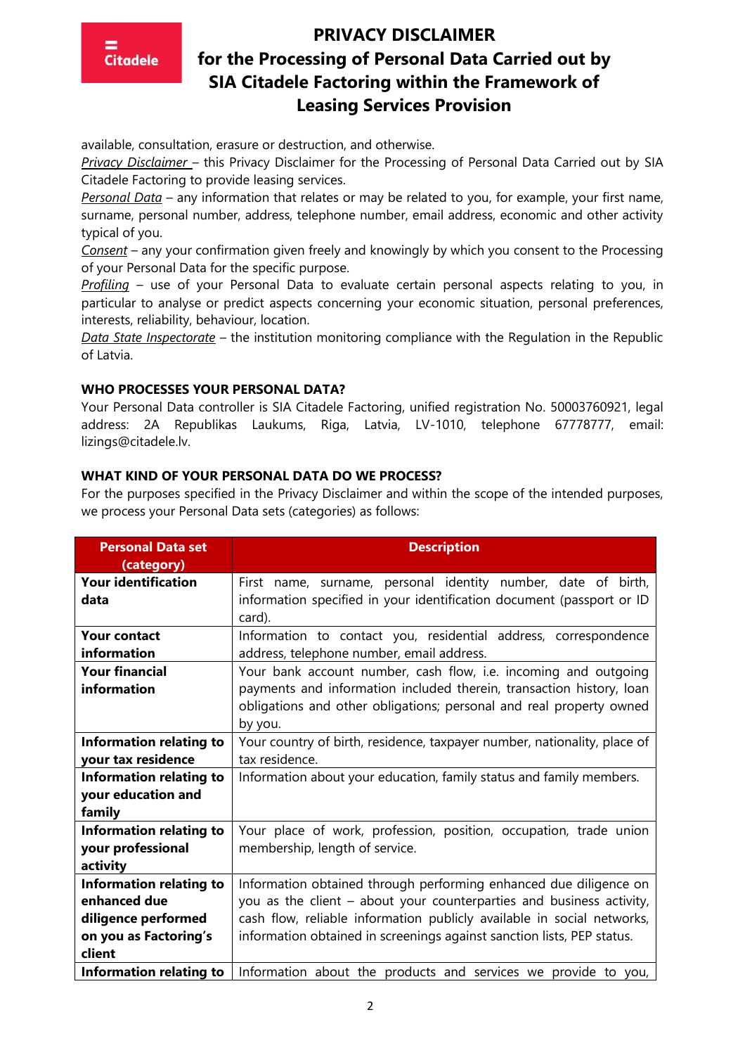available, consultation, erasure or destruction, and otherwise.

*Privacy Disclaimer* – this Privacy Disclaimer for the Processing of Personal Data Carried out by SIA Citadele Factoring to provide leasing services.

*Personal Data* – any information that relates or may be related to you, for example, your first name, surname, personal number, address, telephone number, email address, economic and other activity typical of you.

*Consent* – any your confirmation given freely and knowingly by which you consent to the Processing of your Personal Data for the specific purpose.

*Profiling* – use of your Personal Data to evaluate certain personal aspects relating to you, in particular to analyse or predict aspects concerning your economic situation, personal preferences, interests, reliability, behaviour, location.

*Data State Inspectorate* – the institution monitoring compliance with the Regulation in the Republic of Latvia.

## WHO PROCESSES YOUR PERSONAL DATA?

Your Personal Data controller is SIA Citadele Factoring, unified registration No. 50003760921, legal address: 2A Republikas Laukums, Riga, Latvia, LV-1010, telephone 67778777, email: lizings@citadele.lv.

## WHAT KIND OF YOUR PERSONAL DATA DO WE PROCESS?

For the purposes specified in the Privacy Disclaimer and within the scope of the intended purposes, we process your Personal Data sets (categories) as follows:

| Personal Data set (category) | Description |
|---|---|
| **Your identification data** | First name, surname, personal identity number, date of birth, information specified in your identification document (passport or ID card). |
| **Your contact information** | Information to contact you, residential address, correspondence address, telephone number, email address. |
| **Your financial information** | Your bank account number, cash flow, i.e. incoming and outgoing payments and information included therein, transaction history, loan obligations and other obligations; personal and real property owned by you. |
| **Information relating to your tax residence** | Your country of birth, residence, taxpayer number, nationality, place of tax residence. |
| **Information relating to your education and family** | Information about your education, family status and family members. |
| **Information relating to your professional activity** | Your place of work, profession, position, occupation, trade union membership, length of service. |
| **Information relating to enhanced due diligence performed on you as Factoring's client** | Information obtained through performing enhanced due diligence on you as the client – about your counterparties and business activity, cash flow, reliable information publicly available in social networks, information obtained in screenings against sanction lists, PEP status. |
| **Information relating to** | Information about the products and services we provide to you, |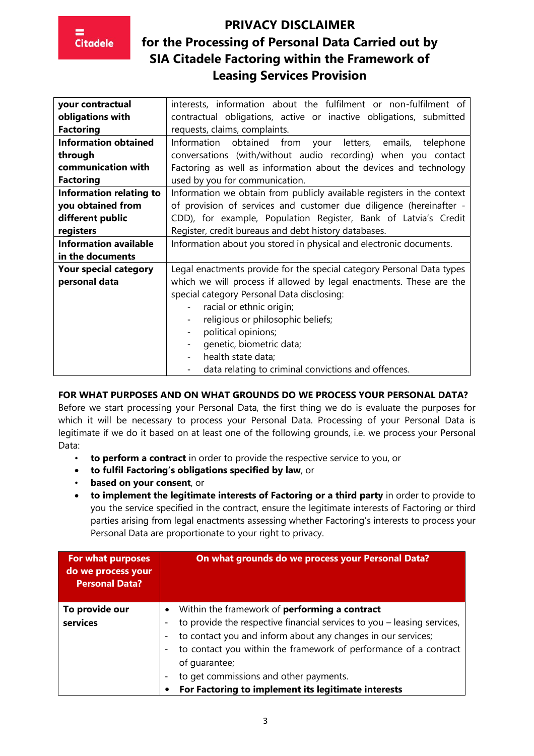# PRIVACY DISCLAIMER for the Processing of Personal Data Carried out by SIA Citadele Factoring within the Framework of Leasing Services Provision

| | |
|---|---|
| **your contractual obligations with Factoring** | interests, information about the fulfilment or non-fulfilment of contractual obligations, active or inactive obligations, submitted requests, claims, complaints. |
| **Information obtained through communication with Factoring** | Information obtained from your letters, emails, telephone conversations (with/without audio recording) when you contact Factoring as well as information about the devices and technology used by you for communication. |
| **Information relating to you obtained from different public registers** | Information we obtain from publicly available registers in the context of provision of services and customer due diligence (hereinafter - CDD), for example, Population Register, Bank of Latvia's Credit Register, credit bureaus and debt history databases. |
| **Information available in the documents** | Information about you stored in physical and electronic documents. |
| **Your special category personal data** | Legal enactments provide for the special category Personal Data types which we will process if allowed by legal enactments. These are the special category Personal Data disclosing:<br>- racial or ethnic origin;<br>- religious or philosophic beliefs;<br>- political opinions;<br>- genetic, biometric data;<br>- health state data;<br>- data relating to criminal convictions and offences. |

**FOR WHAT PURPOSES AND ON WHAT GROUNDS DO WE PROCESS YOUR PERSONAL DATA?**

Before we start processing your Personal Data, the first thing we do is evaluate the purposes for which it will be necessary to process your Personal Data. Processing of your Personal Data is legitimate if we do it based on at least one of the following grounds, i.e. we process your Personal Data:

- **to perform a contract** in order to provide the respective service to you, or
- **to fulfil Factoring's obligations specified by law**, or
- **based on your consent**, or
- **to implement the legitimate interests of Factoring or a third party** in order to provide to you the service specified in the contract, ensure the legitimate interests of Factoring or third parties arising from legal enactments assessing whether Factoring's interests to process your Personal Data are proportionate to your right to privacy.

| For what purposes do we process your Personal Data? | On what grounds do we process your Personal Data? |
|---|---|
| **To provide our services** | • Within the framework of **performing a contract**<br>- to provide the respective financial services to you – leasing services,<br>- to contact you and inform about any changes in our services;<br>- to contact you within the framework of performance of a contract of guarantee;<br>- to get commissions and other payments.<br>• **For Factoring to implement its legitimate interests** |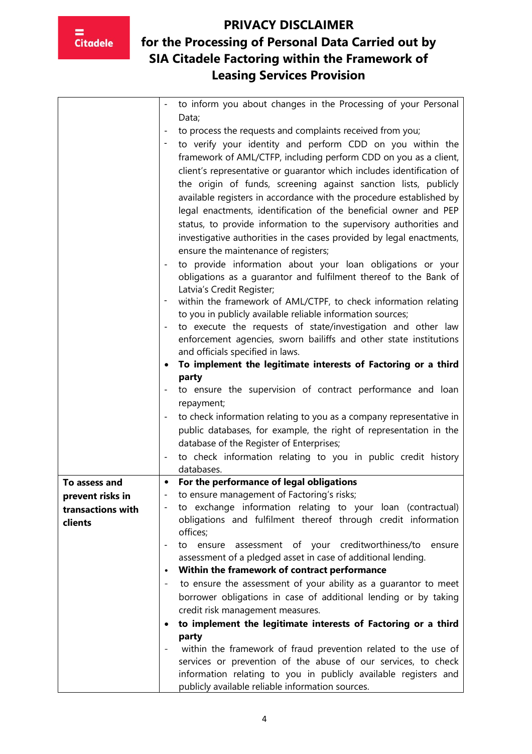| | |
|---|---|
| | - to inform you about changes in the Processing of your Personal Data;<br>- to process the requests and complaints received from you;<br>- to verify your identity and perform CDD on you within the framework of AML/CTFP, including perform CDD on you as a client, client's representative or guarantor which includes identification of the origin of funds, screening against sanction lists, publicly available registers in accordance with the procedure established by legal enactments, identification of the beneficial owner and PEP status, to provide information to the supervisory authorities and investigative authorities in the cases provided by legal enactments, ensure the maintenance of registers;<br>- to provide information about your loan obligations or your obligations as a guarantor and fulfilment thereof to the Bank of Latvia's Credit Register;<br>- within the framework of AML/CTPF, to check information relating to you in publicly available reliable information sources;<br>- to execute the requests of state/investigation and other law enforcement agencies, sworn bailiffs and other state institutions and officials specified in laws.<br>• **To implement the legitimate interests of Factoring or a third party**<br>- to ensure the supervision of contract performance and loan repayment;<br>- to check information relating to you as a company representative in public databases, for example, the right of representation in the database of the Register of Enterprises;<br>- to check information relating to you in public credit history databases. |
| **To assess and prevent risks in transactions with clients** | • **For the performance of legal obligations**<br>- to ensure management of Factoring's risks;<br>- to exchange information relating to your loan (contractual) obligations and fulfilment thereof through credit information offices;<br>- to ensure assessment of your creditworthiness/to ensure assessment of a pledged asset in case of additional lending.<br>• **Within the framework of contract performance**<br>- to ensure the assessment of your ability as a guarantor to meet borrower obligations in case of additional lending or by taking credit risk management measures.<br>• **to implement the legitimate interests of Factoring or a third party**<br>- within the framework of fraud prevention related to the use of services or prevention of the abuse of our services, to check information relating to you in publicly available registers and publicly available reliable information sources. |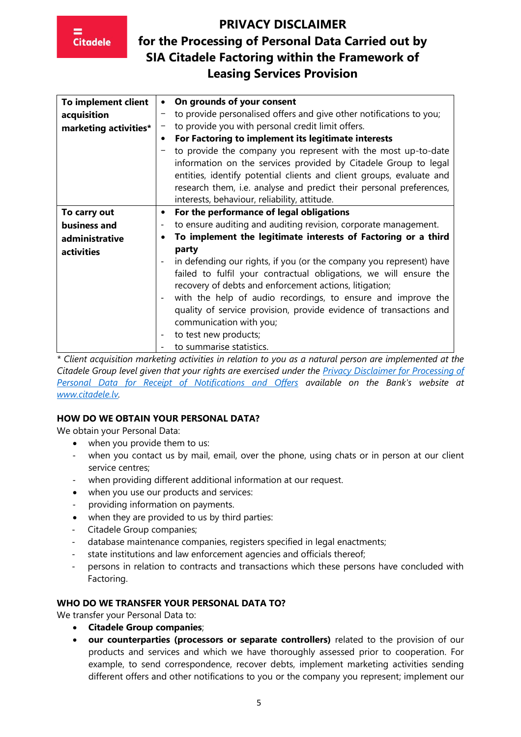# PRIVACY DISCLAIMER for the Processing of Personal Data Carried out by SIA Citadele Factoring within the Framework of Leasing Services Provision

| | |
|---|---|
| **To implement client acquisition marketing activities*** | • **On grounds of your consent**<br>− to provide personalised offers and give other notifications to you;<br>− to provide you with personal credit limit offers.<br>• **For Factoring to implement its legitimate interests**<br>− to provide the company you represent with the most up-to-date information on the services provided by Citadele Group to legal entities, identify potential clients and client groups, evaluate and research them, i.e. analyse and predict their personal preferences, interests, behaviour, reliability, attitude. |
| **To carry out business and administrative activities** | • **For the performance of legal obligations**<br>- to ensure auditing and auditing revision, corporate management.<br>• **To implement the legitimate interests of Factoring or a third party**<br>- in defending our rights, if you (or the company you represent) have failed to fulfil your contractual obligations, we will ensure the recovery of debts and enforcement actions, litigation;<br>- with the help of audio recordings, to ensure and improve the quality of service provision, provide evidence of transactions and communication with you;<br>- to test new products;<br>- to summarise statistics. |

*\* Client acquisition marketing activities in relation to you as a natural person are implemented at the Citadele Group level given that your rights are exercised under the Privacy Disclaimer for Processing of Personal Data for Receipt of Notifications and Offers available on the Bank's website at www.citadele.lv.*

### HOW DO WE OBTAIN YOUR PERSONAL DATA?

We obtain your Personal Data:

- when you provide them to us:
  - when you contact us by mail, email, over the phone, using chats or in person at our client service centres;
  - when providing different additional information at our request.
- when you use our products and services:
  - providing information on payments.
- when they are provided to us by third parties:
  - Citadele Group companies;
  - database maintenance companies, registers specified in legal enactments;
  - state institutions and law enforcement agencies and officials thereof;
  - persons in relation to contracts and transactions which these persons have concluded with Factoring.

### WHO DO WE TRANSFER YOUR PERSONAL DATA TO?

We transfer your Personal Data to:

- **Citadele Group companies**;
- **our counterparties (processors or separate controllers)** related to the provision of our products and services and which we have thoroughly assessed prior to cooperation. For example, to send correspondence, recover debts, implement marketing activities sending different offers and other notifications to you or the company you represent; implement our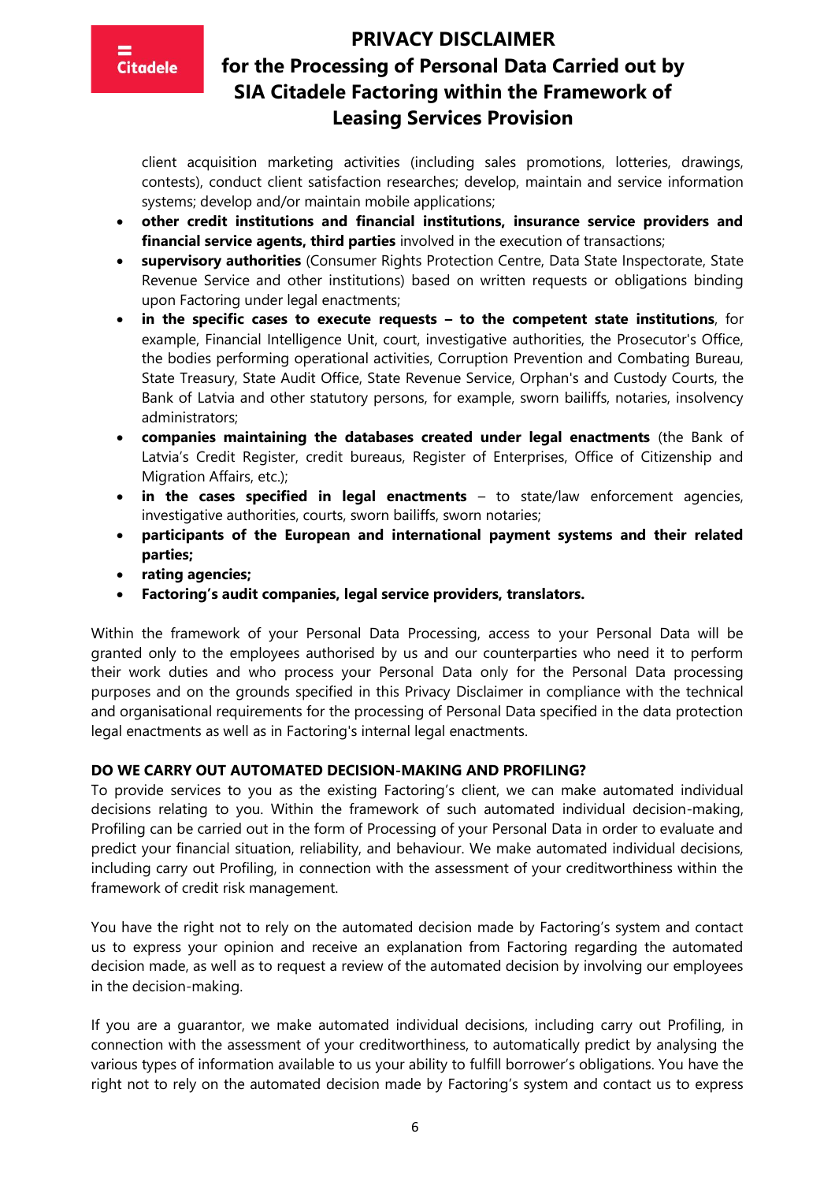client acquisition marketing activities (including sales promotions, lotteries, drawings, contests), conduct client satisfaction researches; develop, maintain and service information systems; develop and/or maintain mobile applications;

- **other credit institutions and financial institutions, insurance service providers and financial service agents, third parties** involved in the execution of transactions;
- **supervisory authorities** (Consumer Rights Protection Centre, Data State Inspectorate, State Revenue Service and other institutions) based on written requests or obligations binding upon Factoring under legal enactments;
- **in the specific cases to execute requests – to the competent state institutions**, for example, Financial Intelligence Unit, court, investigative authorities, the Prosecutor's Office, the bodies performing operational activities, Corruption Prevention and Combating Bureau, State Treasury, State Audit Office, State Revenue Service, Orphan's and Custody Courts, the Bank of Latvia and other statutory persons, for example, sworn bailiffs, notaries, insolvency administrators;
- **companies maintaining the databases created under legal enactments** (the Bank of Latvia's Credit Register, credit bureaus, Register of Enterprises, Office of Citizenship and Migration Affairs, etc.);
- **in the cases specified in legal enactments** – to state/law enforcement agencies, investigative authorities, courts, sworn bailiffs, sworn notaries;
- **participants of the European and international payment systems and their related parties;**
- **rating agencies;**
- **Factoring's audit companies, legal service providers, translators.**

Within the framework of your Personal Data Processing, access to your Personal Data will be granted only to the employees authorised by us and our counterparties who need it to perform their work duties and who process your Personal Data only for the Personal Data processing purposes and on the grounds specified in this Privacy Disclaimer in compliance with the technical and organisational requirements for the processing of Personal Data specified in the data protection legal enactments as well as in Factoring's internal legal enactments.

**DO WE CARRY OUT AUTOMATED DECISION-MAKING AND PROFILING?**

To provide services to you as the existing Factoring's client, we can make automated individual decisions relating to you. Within the framework of such automated individual decision-making, Profiling can be carried out in the form of Processing of your Personal Data in order to evaluate and predict your financial situation, reliability, and behaviour. We make automated individual decisions, including carry out Profiling, in connection with the assessment of your creditworthiness within the framework of credit risk management.

You have the right not to rely on the automated decision made by Factoring's system and contact us to express your opinion and receive an explanation from Factoring regarding the automated decision made, as well as to request a review of the automated decision by involving our employees in the decision-making.

If you are a guarantor, we make automated individual decisions, including carry out Profiling, in connection with the assessment of your creditworthiness, to automatically predict by analysing the various types of information available to us your ability to fulfill borrower's obligations. You have the right not to rely on the automated decision made by Factoring's system and contact us to express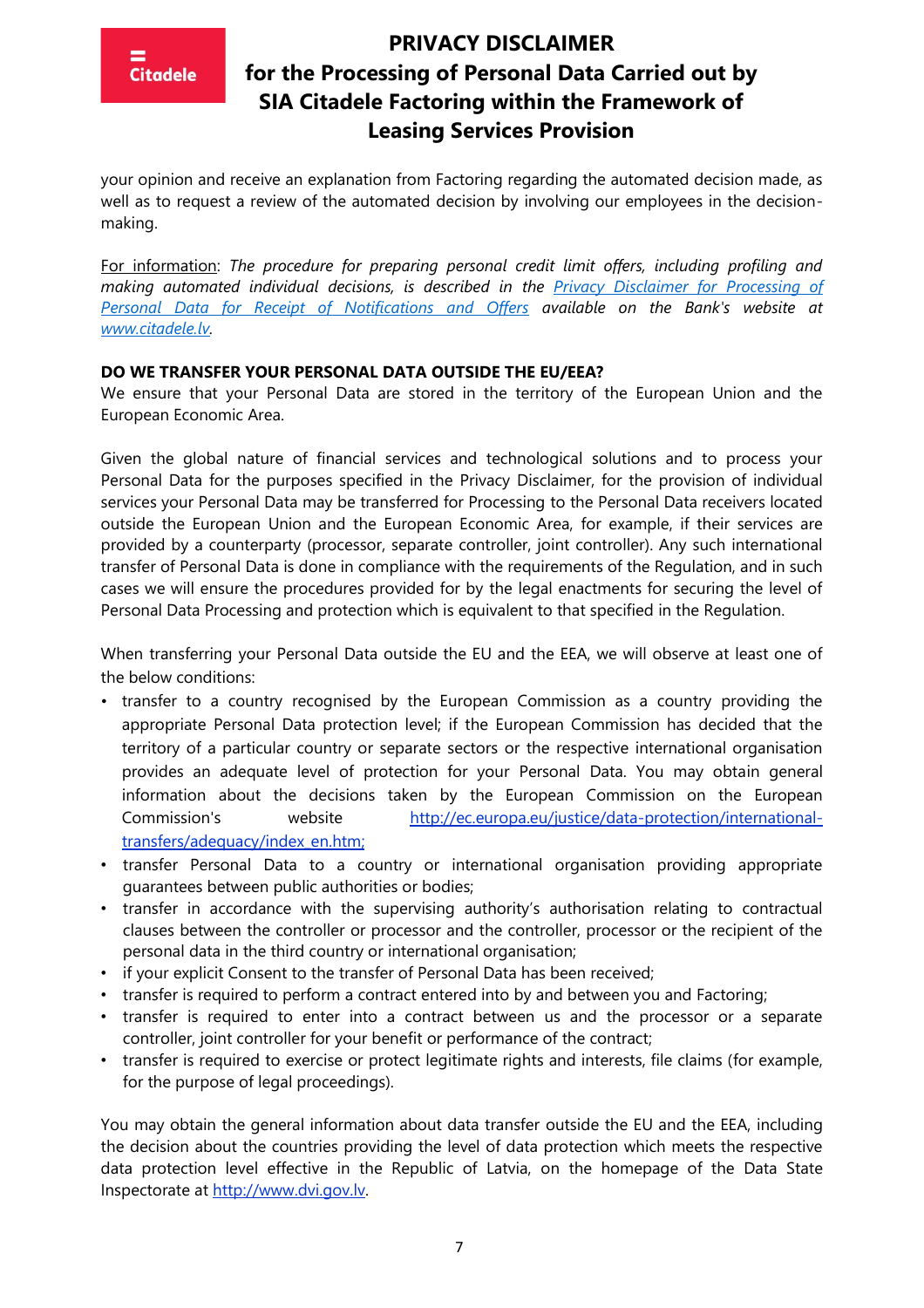your opinion and receive an explanation from Factoring regarding the automated decision made, as well as to request a review of the automated decision by involving our employees in the decision-making.

For information: *The procedure for preparing personal credit limit offers, including profiling and making automated individual decisions, is described in the [Privacy Disclaimer for Processing of Personal Data for Receipt of Notifications and Offers](www.citadele.lv) available on the Bank's website at [www.citadele.lv](www.citadele.lv).*

**DO WE TRANSFER YOUR PERSONAL DATA OUTSIDE THE EU/EEA?**

We ensure that your Personal Data are stored in the territory of the European Union and the European Economic Area.

Given the global nature of financial services and technological solutions and to process your Personal Data for the purposes specified in the Privacy Disclaimer, for the provision of individual services your Personal Data may be transferred for Processing to the Personal Data receivers located outside the European Union and the European Economic Area, for example, if their services are provided by a counterparty (processor, separate controller, joint controller). Any such international transfer of Personal Data is done in compliance with the requirements of the Regulation, and in such cases we will ensure the procedures provided for by the legal enactments for securing the level of Personal Data Processing and protection which is equivalent to that specified in the Regulation.

When transferring your Personal Data outside the EU and the EEA, we will observe at least one of the below conditions:

- transfer to a country recognised by the European Commission as a country providing the appropriate Personal Data protection level; if the European Commission has decided that the territory of a particular country or separate sectors or the respective international organisation provides an adequate level of protection for your Personal Data. You may obtain general information about the decisions taken by the European Commission on the European Commission's website [http://ec.europa.eu/justice/data-protection/international-transfers/adequacy/index_en.htm;](http://ec.europa.eu/justice/data-protection/international-transfers/adequacy/index_en.htm)
- transfer Personal Data to a country or international organisation providing appropriate guarantees between public authorities or bodies;
- transfer in accordance with the supervising authority's authorisation relating to contractual clauses between the controller or processor and the controller, processor or the recipient of the personal data in the third country or international organisation;
- if your explicit Consent to the transfer of Personal Data has been received;
- transfer is required to perform a contract entered into by and between you and Factoring;
- transfer is required to enter into a contract between us and the processor or a separate controller, joint controller for your benefit or performance of the contract;
- transfer is required to exercise or protect legitimate rights and interests, file claims (for example, for the purpose of legal proceedings).

You may obtain the general information about data transfer outside the EU and the EEA, including the decision about the countries providing the level of data protection which meets the respective data protection level effective in the Republic of Latvia, on the homepage of the Data State Inspectorate at [http://www.dvi.gov.lv](http://www.dvi.gov.lv).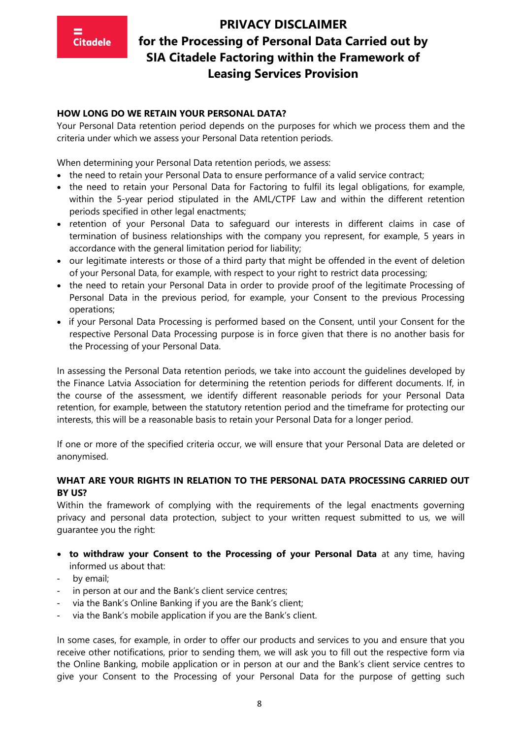## HOW LONG DO WE RETAIN YOUR PERSONAL DATA?

Your Personal Data retention period depends on the purposes for which we process them and the criteria under which we assess your Personal Data retention periods.

When determining your Personal Data retention periods, we assess:

- the need to retain your Personal Data to ensure performance of a valid service contract;
- the need to retain your Personal Data for Factoring to fulfil its legal obligations, for example, within the 5-year period stipulated in the AML/CTPF Law and within the different retention periods specified in other legal enactments;
- retention of your Personal Data to safeguard our interests in different claims in case of termination of business relationships with the company you represent, for example, 5 years in accordance with the general limitation period for liability;
- our legitimate interests or those of a third party that might be offended in the event of deletion of your Personal Data, for example, with respect to your right to restrict data processing;
- the need to retain your Personal Data in order to provide proof of the legitimate Processing of Personal Data in the previous period, for example, your Consent to the previous Processing operations;
- if your Personal Data Processing is performed based on the Consent, until your Consent for the respective Personal Data Processing purpose is in force given that there is no another basis for the Processing of your Personal Data.

In assessing the Personal Data retention periods, we take into account the guidelines developed by the Finance Latvia Association for determining the retention periods for different documents. If, in the course of the assessment, we identify different reasonable periods for your Personal Data retention, for example, between the statutory retention period and the timeframe for protecting our interests, this will be a reasonable basis to retain your Personal Data for a longer period.

If one or more of the specified criteria occur, we will ensure that your Personal Data are deleted or anonymised.

## WHAT ARE YOUR RIGHTS IN RELATION TO THE PERSONAL DATA PROCESSING CARRIED OUT BY US?

Within the framework of complying with the requirements of the legal enactments governing privacy and personal data protection, subject to your written request submitted to us, we will guarantee you the right:

- **to withdraw your Consent to the Processing of your Personal Data** at any time, having informed us about that:
  - by email;
  - in person at our and the Bank's client service centres;
  - via the Bank's Online Banking if you are the Bank's client;
  - via the Bank's mobile application if you are the Bank's client.

In some cases, for example, in order to offer our products and services to you and ensure that you receive other notifications, prior to sending them, we will ask you to fill out the respective form via the Online Banking, mobile application or in person at our and the Bank's client service centres to give your Consent to the Processing of your Personal Data for the purpose of getting such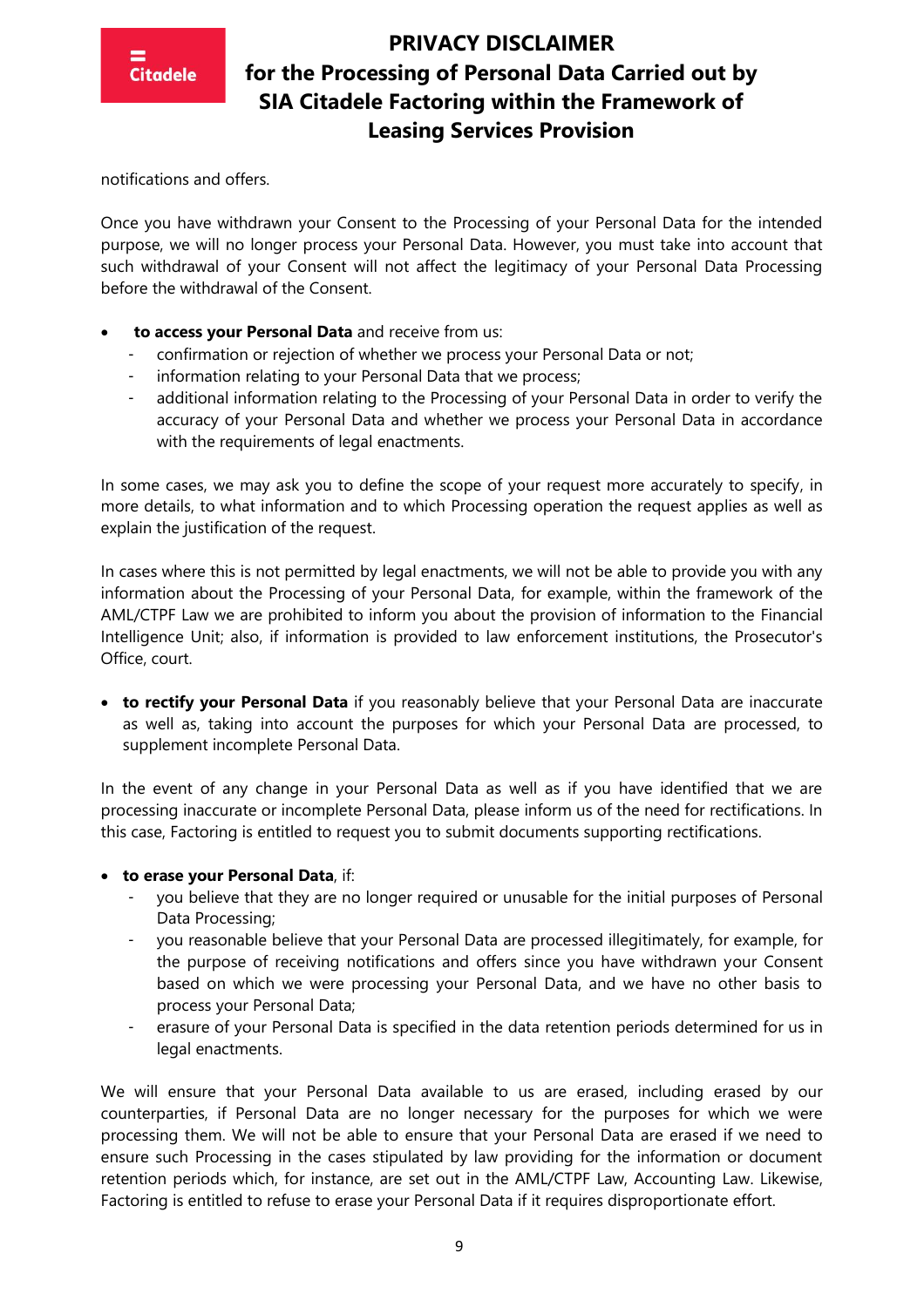notifications and offers.

Once you have withdrawn your Consent to the Processing of your Personal Data for the intended purpose, we will no longer process your Personal Data. However, you must take into account that such withdrawal of your Consent will not affect the legitimacy of your Personal Data Processing before the withdrawal of the Consent.

- **to access your Personal Data** and receive from us:
  - confirmation or rejection of whether we process your Personal Data or not;
  - information relating to your Personal Data that we process;
  - additional information relating to the Processing of your Personal Data in order to verify the accuracy of your Personal Data and whether we process your Personal Data in accordance with the requirements of legal enactments.

In some cases, we may ask you to define the scope of your request more accurately to specify, in more details, to what information and to which Processing operation the request applies as well as explain the justification of the request.

In cases where this is not permitted by legal enactments, we will not be able to provide you with any information about the Processing of your Personal Data, for example, within the framework of the AML/CTPF Law we are prohibited to inform you about the provision of information to the Financial Intelligence Unit; also, if information is provided to law enforcement institutions, the Prosecutor's Office, court.

- **to rectify your Personal Data** if you reasonably believe that your Personal Data are inaccurate as well as, taking into account the purposes for which your Personal Data are processed, to supplement incomplete Personal Data.

In the event of any change in your Personal Data as well as if you have identified that we are processing inaccurate or incomplete Personal Data, please inform us of the need for rectifications. In this case, Factoring is entitled to request you to submit documents supporting rectifications.

- **to erase your Personal Data**, if:
  - you believe that they are no longer required or unusable for the initial purposes of Personal Data Processing;
  - you reasonable believe that your Personal Data are processed illegitimately, for example, for the purpose of receiving notifications and offers since you have withdrawn your Consent based on which we were processing your Personal Data, and we have no other basis to process your Personal Data;
  - erasure of your Personal Data is specified in the data retention periods determined for us in legal enactments.

We will ensure that your Personal Data available to us are erased, including erased by our counterparties, if Personal Data are no longer necessary for the purposes for which we were processing them. We will not be able to ensure that your Personal Data are erased if we need to ensure such Processing in the cases stipulated by law providing for the information or document retention periods which, for instance, are set out in the AML/CTPF Law, Accounting Law. Likewise, Factoring is entitled to refuse to erase your Personal Data if it requires disproportionate effort.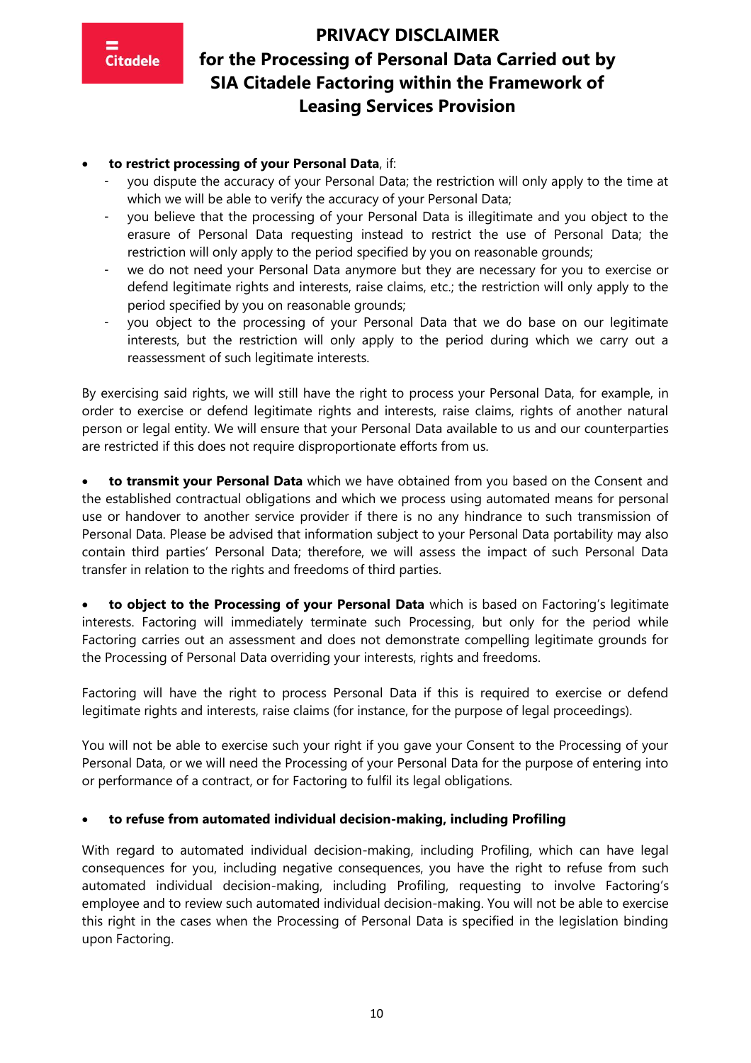- **to restrict processing of your Personal Data**, if:
  - you dispute the accuracy of your Personal Data; the restriction will only apply to the time at which we will be able to verify the accuracy of your Personal Data;
  - you believe that the processing of your Personal Data is illegitimate and you object to the erasure of Personal Data requesting instead to restrict the use of Personal Data; the restriction will only apply to the period specified by you on reasonable grounds;
  - we do not need your Personal Data anymore but they are necessary for you to exercise or defend legitimate rights and interests, raise claims, etc.; the restriction will only apply to the period specified by you on reasonable grounds;
  - you object to the processing of your Personal Data that we do base on our legitimate interests, but the restriction will only apply to the period during which we carry out a reassessment of such legitimate interests.

By exercising said rights, we will still have the right to process your Personal Data, for example, in order to exercise or defend legitimate rights and interests, raise claims, rights of another natural person or legal entity. We will ensure that your Personal Data available to us and our counterparties are restricted if this does not require disproportionate efforts from us.

- **to transmit your Personal Data** which we have obtained from you based on the Consent and the established contractual obligations and which we process using automated means for personal use or handover to another service provider if there is no any hindrance to such transmission of Personal Data. Please be advised that information subject to your Personal Data portability may also contain third parties' Personal Data; therefore, we will assess the impact of such Personal Data transfer in relation to the rights and freedoms of third parties.

- **to object to the Processing of your Personal Data** which is based on Factoring's legitimate interests. Factoring will immediately terminate such Processing, but only for the period while Factoring carries out an assessment and does not demonstrate compelling legitimate grounds for the Processing of Personal Data overriding your interests, rights and freedoms.

Factoring will have the right to process Personal Data if this is required to exercise or defend legitimate rights and interests, raise claims (for instance, for the purpose of legal proceedings).

You will not be able to exercise such your right if you gave your Consent to the Processing of your Personal Data, or we will need the Processing of your Personal Data for the purpose of entering into or performance of a contract, or for Factoring to fulfil its legal obligations.

- **to refuse from automated individual decision-making, including Profiling**

With regard to automated individual decision-making, including Profiling, which can have legal consequences for you, including negative consequences, you have the right to refuse from such automated individual decision-making, including Profiling, requesting to involve Factoring's employee and to review such automated individual decision-making. You will not be able to exercise this right in the cases when the Processing of Personal Data is specified in the legislation binding upon Factoring.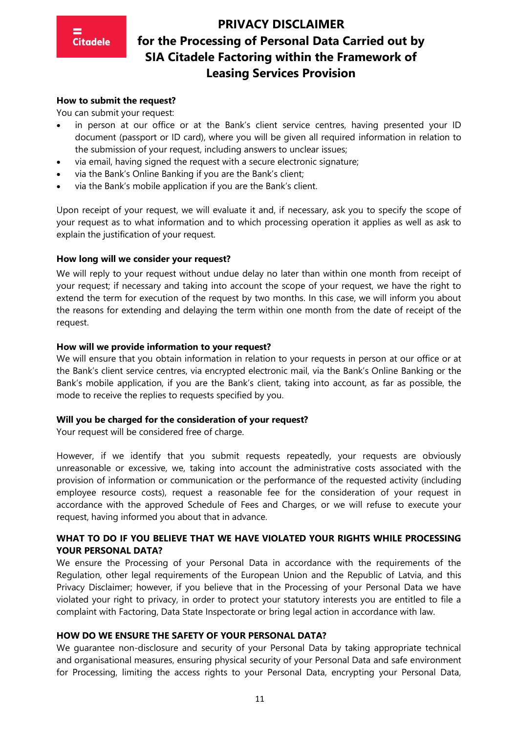**How to submit the request?**

You can submit your request:

- in person at our office or at the Bank's client service centres, having presented your ID document (passport or ID card), where you will be given all required information in relation to the submission of your request, including answers to unclear issues;
- via email, having signed the request with a secure electronic signature;
- via the Bank's Online Banking if you are the Bank's client;
- via the Bank's mobile application if you are the Bank's client.

Upon receipt of your request, we will evaluate it and, if necessary, ask you to specify the scope of your request as to what information and to which processing operation it applies as well as ask to explain the justification of your request.

**How long will we consider your request?**

We will reply to your request without undue delay no later than within one month from receipt of your request; if necessary and taking into account the scope of your request, we have the right to extend the term for execution of the request by two months. In this case, we will inform you about the reasons for extending and delaying the term within one month from the date of receipt of the request.

**How will we provide information to your request?**

We will ensure that you obtain information in relation to your requests in person at our office or at the Bank's client service centres, via encrypted electronic mail, via the Bank's Online Banking or the Bank's mobile application, if you are the Bank's client, taking into account, as far as possible, the mode to receive the replies to requests specified by you.

**Will you be charged for the consideration of your request?**

Your request will be considered free of charge.

However, if we identify that you submit requests repeatedly, your requests are obviously unreasonable or excessive, we, taking into account the administrative costs associated with the provision of information or communication or the performance of the requested activity (including employee resource costs), request a reasonable fee for the consideration of your request in accordance with the approved Schedule of Fees and Charges, or we will refuse to execute your request, having informed you about that in advance.

## WHAT TO DO IF YOU BELIEVE THAT WE HAVE VIOLATED YOUR RIGHTS WHILE PROCESSING YOUR PERSONAL DATA?

We ensure the Processing of your Personal Data in accordance with the requirements of the Regulation, other legal requirements of the European Union and the Republic of Latvia, and this Privacy Disclaimer; however, if you believe that in the Processing of your Personal Data we have violated your right to privacy, in order to protect your statutory interests you are entitled to file a complaint with Factoring, Data State Inspectorate or bring legal action in accordance with law.

## HOW DO WE ENSURE THE SAFETY OF YOUR PERSONAL DATA?

We guarantee non-disclosure and security of your Personal Data by taking appropriate technical and organisational measures, ensuring physical security of your Personal Data and safe environment for Processing, limiting the access rights to your Personal Data, encrypting your Personal Data,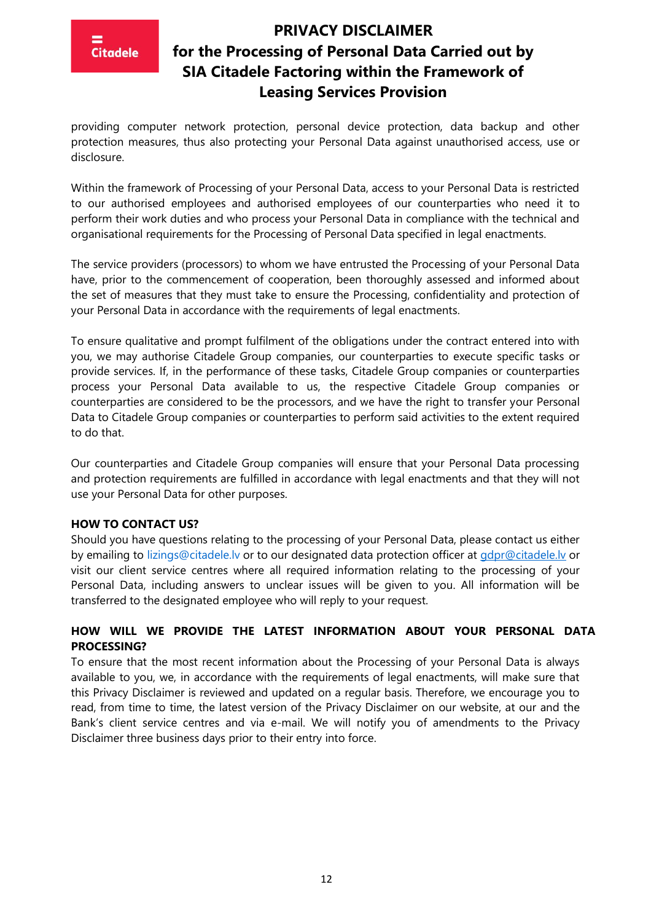providing computer network protection, personal device protection, data backup and other protection measures, thus also protecting your Personal Data against unauthorised access, use or disclosure.

Within the framework of Processing of your Personal Data, access to your Personal Data is restricted to our authorised employees and authorised employees of our counterparties who need it to perform their work duties and who process your Personal Data in compliance with the technical and organisational requirements for the Processing of Personal Data specified in legal enactments.

The service providers (processors) to whom we have entrusted the Processing of your Personal Data have, prior to the commencement of cooperation, been thoroughly assessed and informed about the set of measures that they must take to ensure the Processing, confidentiality and protection of your Personal Data in accordance with the requirements of legal enactments.

To ensure qualitative and prompt fulfilment of the obligations under the contract entered into with you, we may authorise Citadele Group companies, our counterparties to execute specific tasks or provide services. If, in the performance of these tasks, Citadele Group companies or counterparties process your Personal Data available to us, the respective Citadele Group companies or counterparties are considered to be the processors, and we have the right to transfer your Personal Data to Citadele Group companies or counterparties to perform said activities to the extent required to do that.

Our counterparties and Citadele Group companies will ensure that your Personal Data processing and protection requirements are fulfilled in accordance with legal enactments and that they will not use your Personal Data for other purposes.

**HOW TO CONTACT US?**

Should you have questions relating to the processing of your Personal Data, please contact us either by emailing to lizings@citadele.lv or to our designated data protection officer at gdpr@citadele.lv or visit our client service centres where all required information relating to the processing of your Personal Data, including answers to unclear issues will be given to you. All information will be transferred to the designated employee who will reply to your request.

**HOW WILL WE PROVIDE THE LATEST INFORMATION ABOUT YOUR PERSONAL DATA PROCESSING?**

To ensure that the most recent information about the Processing of your Personal Data is always available to you, we, in accordance with the requirements of legal enactments, will make sure that this Privacy Disclaimer is reviewed and updated on a regular basis. Therefore, we encourage you to read, from time to time, the latest version of the Privacy Disclaimer on our website, at our and the Bank's client service centres and via e-mail. We will notify you of amendments to the Privacy Disclaimer three business days prior to their entry into force.